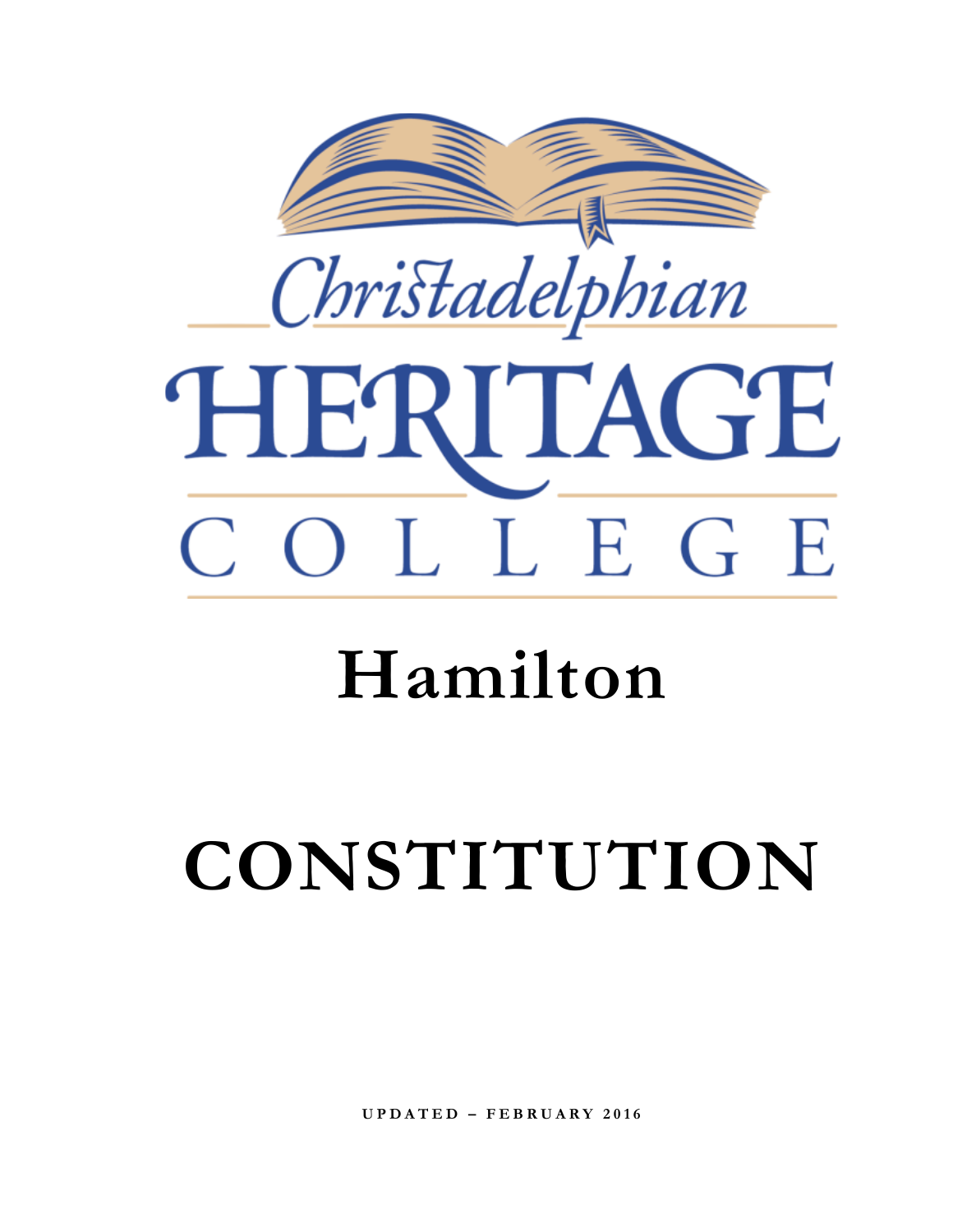Christadelphian

# HERITAGE

COLLEGE

# Hamilton

# CONSTITUTION

UPDATED – FEBRUARY 2016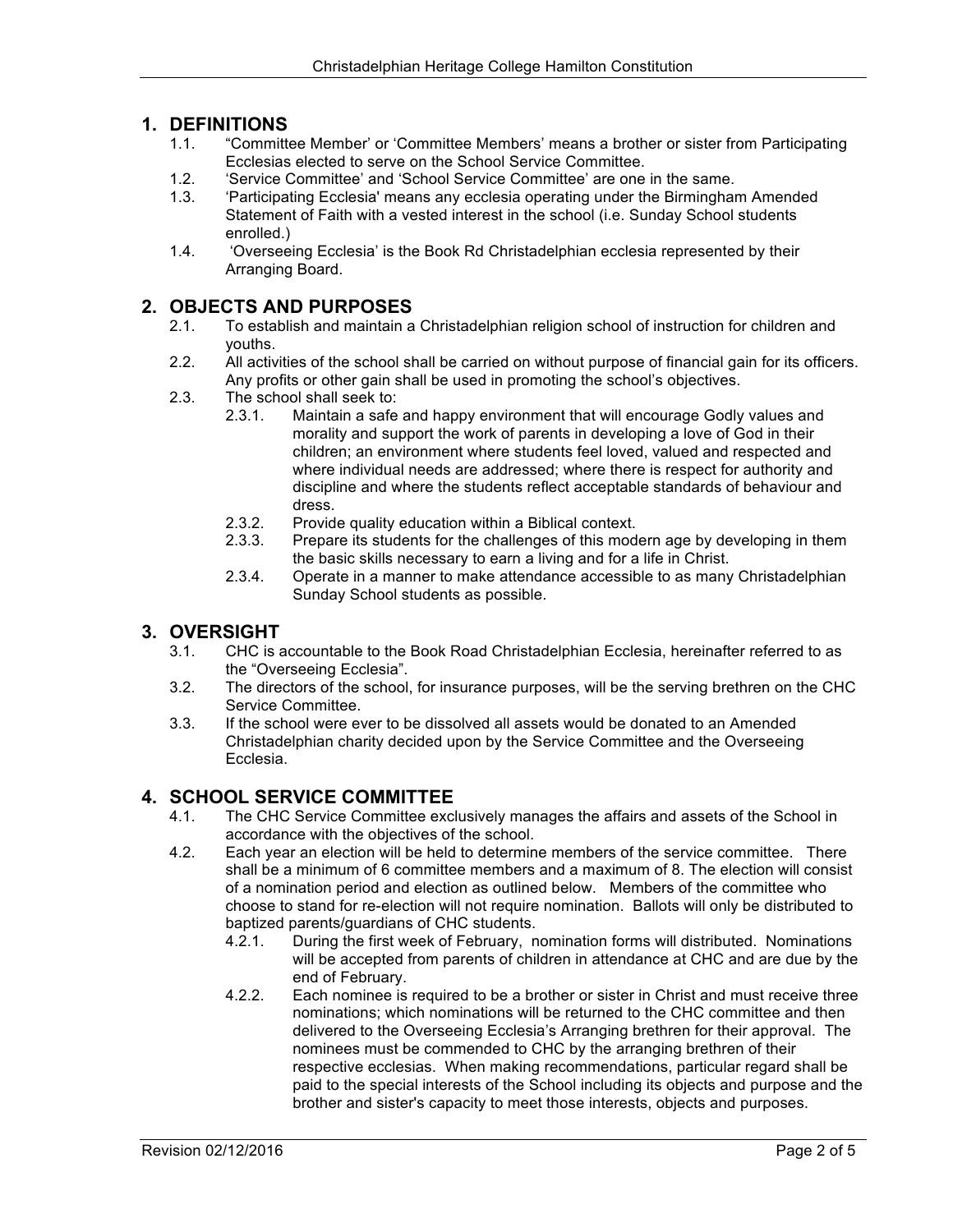## 1. DEFINITIONS

1.1. "Committee Member' or 'Committee Members' means a brother or sister from Participating Ecclesias elected to serve on the School Service Committee.

1.2. 'Service Committee' and 'School Service Committee' are one in the same.

1.3. 'Participating Ecclesia' means any ecclesia operating under the Birmingham Amended Statement of Faith with a vested interest in the school (i.e. Sunday School students enrolled.)

1.4. 'Overseeing Ecclesia' is the Book Rd Christadelphian ecclesia represented by their Arranging Board.

## 2. OBJECTS AND PURPOSES

2.1. To establish and maintain a Christadelphian religion school of instruction for children and youths.

2.2. All activities of the school shall be carried on without purpose of financial gain for its officers. Any profits or other gain shall be used in promoting the school's objectives.

2.3. The school shall seek to:

2.3.1. Maintain a safe and happy environment that will encourage Godly values and morality and support the work of parents in developing a love of God in their children; an environment where students feel loved, valued and respected and where individual needs are addressed; where there is respect for authority and discipline and where the students reflect acceptable standards of behaviour and dress.

2.3.2. Provide quality education within a Biblical context.

2.3.3. Prepare its students for the challenges of this modern age by developing in them the basic skills necessary to earn a living and for a life in Christ.

2.3.4. Operate in a manner to make attendance accessible to as many Christadelphian Sunday School students as possible.

## 3. OVERSIGHT

3.1. CHC is accountable to the Book Road Christadelphian Ecclesia, hereinafter referred to as the "Overseeing Ecclesia".

3.2. The directors of the school, for insurance purposes, will be the serving brethren on the CHC Service Committee.

3.3. If the school were ever to be dissolved all assets would be donated to an Amended Christadelphian charity decided upon by the Service Committee and the Overseeing Ecclesia.

## 4. SCHOOL SERVICE COMMITTEE

4.1. The CHC Service Committee exclusively manages the affairs and assets of the School in accordance with the objectives of the school.

4.2. Each year an election will be held to determine members of the service committee. There shall be a minimum of 6 committee members and a maximum of 8. The election will consist of a nomination period and election as outlined below. Members of the committee who choose to stand for re-election will not require nomination. Ballots will only be distributed to baptized parents/guardians of CHC students.

4.2.1. During the first week of February, nomination forms will distributed. Nominations will be accepted from parents of children in attendance at CHC and are due by the end of February.

4.2.2. Each nominee is required to be a brother or sister in Christ and must receive three nominations; which nominations will be returned to the CHC committee and then delivered to the Overseeing Ecclesia's Arranging brethren for their approval. The nominees must be commended to CHC by the arranging brethren of their respective ecclesias. When making recommendations, particular regard shall be paid to the special interests of the School including its objects and purpose and the brother and sister's capacity to meet those interests, objects and purposes.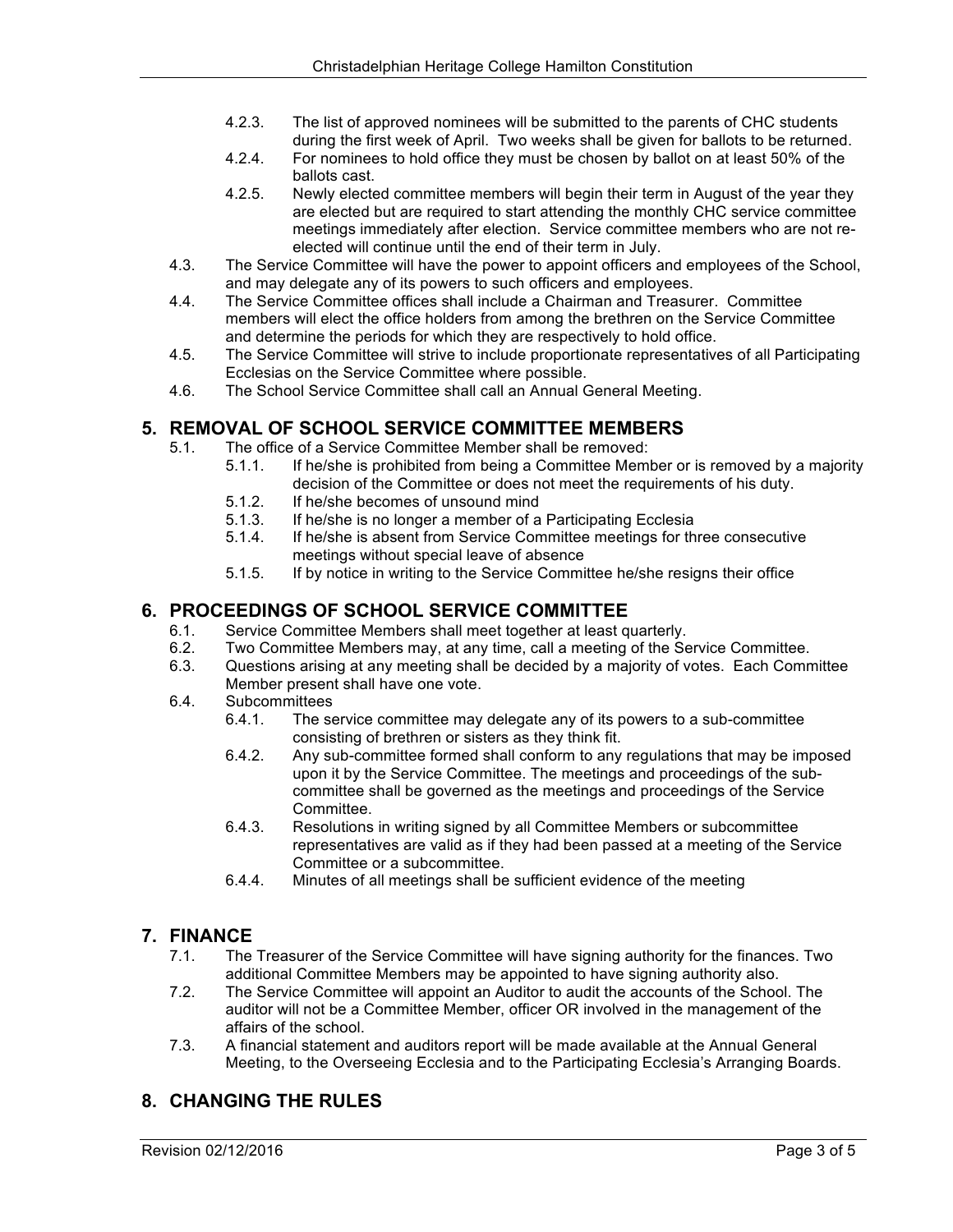- 4.2.3. The list of approved nominees will be submitted to the parents of CHC students during the first week of April. Two weeks shall be given for ballots to be returned.
- 4.2.4. For nominees to hold office they must be chosen by ballot on at least 50% of the ballots cast.
- 4.2.5. Newly elected committee members will begin their term in August of the year they are elected but are required to start attending the monthly CHC service committee meetings immediately after election. Service committee members who are not re-elected will continue until the end of their term in July.

4.3. The Service Committee will have the power to appoint officers and employees of the School, and may delegate any of its powers to such officers and employees.

4.4. The Service Committee offices shall include a Chairman and Treasurer. Committee members will elect the office holders from among the brethren on the Service Committee and determine the periods for which they are respectively to hold office.

4.5. The Service Committee will strive to include proportionate representatives of all Participating Ecclesias on the Service Committee where possible.

4.6. The School Service Committee shall call an Annual General Meeting.

## 5. REMOVAL OF SCHOOL SERVICE COMMITTEE MEMBERS

5.1. The office of a Service Committee Member shall be removed:

- 5.1.1. If he/she is prohibited from being a Committee Member or is removed by a majority decision of the Committee or does not meet the requirements of his duty.
- 5.1.2. If he/she becomes of unsound mind
- 5.1.3. If he/she is no longer a member of a Participating Ecclesia
- 5.1.4. If he/she is absent from Service Committee meetings for three consecutive meetings without special leave of absence
- 5.1.5. If by notice in writing to the Service Committee he/she resigns their office

## 6. PROCEEDINGS OF SCHOOL SERVICE COMMITTEE

6.1. Service Committee Members shall meet together at least quarterly.

6.2. Two Committee Members may, at any time, call a meeting of the Service Committee.

6.3. Questions arising at any meeting shall be decided by a majority of votes. Each Committee Member present shall have one vote.

6.4. Subcommittees

- 6.4.1. The service committee may delegate any of its powers to a sub-committee consisting of brethren or sisters as they think fit.
- 6.4.2. Any sub-committee formed shall conform to any regulations that may be imposed upon it by the Service Committee. The meetings and proceedings of the sub-committee shall be governed as the meetings and proceedings of the Service Committee.
- 6.4.3. Resolutions in writing signed by all Committee Members or subcommittee representatives are valid as if they had been passed at a meeting of the Service Committee or a subcommittee.
- 6.4.4. Minutes of all meetings shall be sufficient evidence of the meeting

## 7. FINANCE

7.1. The Treasurer of the Service Committee will have signing authority for the finances. Two additional Committee Members may be appointed to have signing authority also.

7.2. The Service Committee will appoint an Auditor to audit the accounts of the School. The auditor will not be a Committee Member, officer OR involved in the management of the affairs of the school.

7.3. A financial statement and auditors report will be made available at the Annual General Meeting, to the Overseeing Ecclesia and to the Participating Ecclesia's Arranging Boards.

## 8. CHANGING THE RULES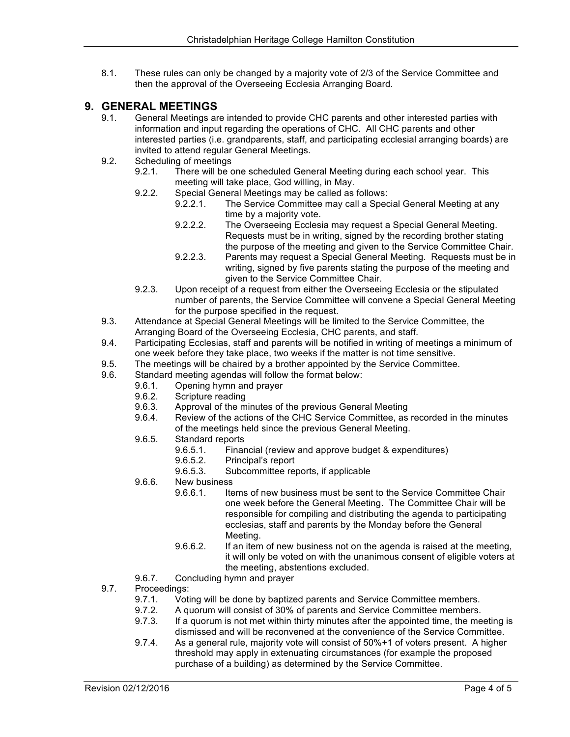8.1. These rules can only be changed by a majority vote of 2/3 of the Service Committee and then the approval of the Overseeing Ecclesia Arranging Board.

## 9. GENERAL MEETINGS

9.1. General Meetings are intended to provide CHC parents and other interested parties with information and input regarding the operations of CHC. All CHC parents and other interested parties (i.e. grandparents, staff, and participating ecclesial arranging boards) are invited to attend regular General Meetings.

9.2. Scheduling of meetings

- 9.2.1. There will be one scheduled General Meeting during each school year. This meeting will take place, God willing, in May.
- 9.2.2. Special General Meetings may be called as follows:
  - 9.2.2.1. The Service Committee may call a Special General Meeting at any time by a majority vote.
  - 9.2.2.2. The Overseeing Ecclesia may request a Special General Meeting. Requests must be in writing, signed by the recording brother stating the purpose of the meeting and given to the Service Committee Chair.
  - 9.2.2.3. Parents may request a Special General Meeting. Requests must be in writing, signed by five parents stating the purpose of the meeting and given to the Service Committee Chair.
- 9.2.3. Upon receipt of a request from either the Overseeing Ecclesia or the stipulated number of parents, the Service Committee will convene a Special General Meeting for the purpose specified in the request.

9.3. Attendance at Special General Meetings will be limited to the Service Committee, the Arranging Board of the Overseeing Ecclesia, CHC parents, and staff.

9.4. Participating Ecclesias, staff and parents will be notified in writing of meetings a minimum of one week before they take place, two weeks if the matter is not time sensitive.

9.5. The meetings will be chaired by a brother appointed by the Service Committee.

9.6. Standard meeting agendas will follow the format below:

- 9.6.1. Opening hymn and prayer
- 9.6.2. Scripture reading
- 9.6.3. Approval of the minutes of the previous General Meeting
- 9.6.4. Review of the actions of the CHC Service Committee, as recorded in the minutes of the meetings held since the previous General Meeting.
- 9.6.5. Standard reports
  - 9.6.5.1. Financial (review and approve budget & expenditures)
  - 9.6.5.2. Principal's report
  - 9.6.5.3. Subcommittee reports, if applicable
- 9.6.6. New business
  - 9.6.6.1. Items of new business must be sent to the Service Committee Chair one week before the General Meeting. The Committee Chair will be responsible for compiling and distributing the agenda to participating ecclesias, staff and parents by the Monday before the General Meeting.
  - 9.6.6.2. If an item of new business not on the agenda is raised at the meeting, it will only be voted on with the unanimous consent of eligible voters at the meeting, abstentions excluded.
- 9.6.7. Concluding hymn and prayer

9.7. Proceedings:

- 9.7.1. Voting will be done by baptized parents and Service Committee members.
- 9.7.2. A quorum will consist of 30% of parents and Service Committee members.
- 9.7.3. If a quorum is not met within thirty minutes after the appointed time, the meeting is dismissed and will be reconvened at the convenience of the Service Committee.
- 9.7.4. As a general rule, majority vote will consist of 50%+1 of voters present. A higher threshold may apply in extenuating circumstances (for example the proposed purchase of a building) as determined by the Service Committee.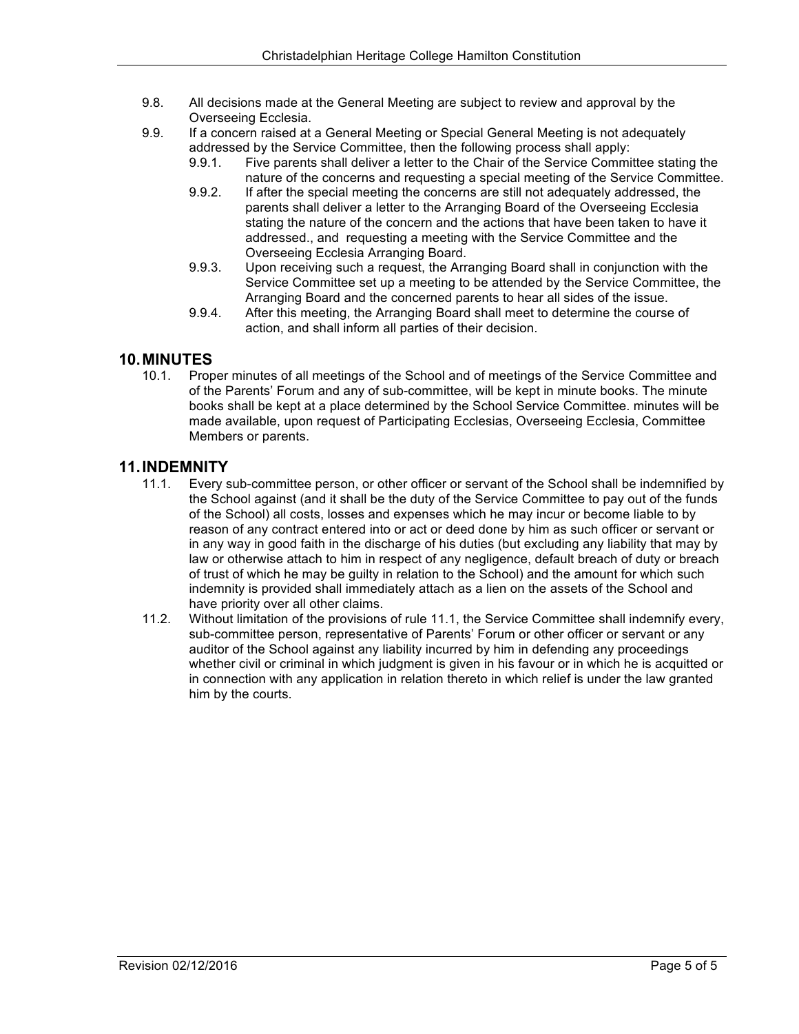9.8. All decisions made at the General Meeting are subject to review and approval by the Overseeing Ecclesia.

9.9. If a concern raised at a General Meeting or Special General Meeting is not adequately addressed by the Service Committee, then the following process shall apply:

- 9.9.1. Five parents shall deliver a letter to the Chair of the Service Committee stating the nature of the concerns and requesting a special meeting of the Service Committee.
- 9.9.2. If after the special meeting the concerns are still not adequately addressed, the parents shall deliver a letter to the Arranging Board of the Overseeing Ecclesia stating the nature of the concern and the actions that have been taken to have it addressed., and requesting a meeting with the Service Committee and the Overseeing Ecclesia Arranging Board.
- 9.9.3. Upon receiving such a request, the Arranging Board shall in conjunction with the Service Committee set up a meeting to be attended by the Service Committee, the Arranging Board and the concerned parents to hear all sides of the issue.
- 9.9.4. After this meeting, the Arranging Board shall meet to determine the course of action, and shall inform all parties of their decision.

## 10. MINUTES

10.1. Proper minutes of all meetings of the School and of meetings of the Service Committee and of the Parents' Forum and any of sub-committee, will be kept in minute books. The minute books shall be kept at a place determined by the School Service Committee. minutes will be made available, upon request of Participating Ecclesias, Overseeing Ecclesia, Committee Members or parents.

## 11. INDEMNITY

11.1. Every sub-committee person, or other officer or servant of the School shall be indemnified by the School against (and it shall be the duty of the Service Committee to pay out of the funds of the School) all costs, losses and expenses which he may incur or become liable to by reason of any contract entered into or act or deed done by him as such officer or servant or in any way in good faith in the discharge of his duties (but excluding any liability that may by law or otherwise attach to him in respect of any negligence, default breach of duty or breach of trust of which he may be guilty in relation to the School) and the amount for which such indemnity is provided shall immediately attach as a lien on the assets of the School and have priority over all other claims.

11.2. Without limitation of the provisions of rule 11.1, the Service Committee shall indemnify every, sub-committee person, representative of Parents' Forum or other officer or servant or any auditor of the School against any liability incurred by him in defending any proceedings whether civil or criminal in which judgment is given in his favour or in which he is acquitted or in connection with any application in relation thereto in which relief is under the law granted him by the courts.